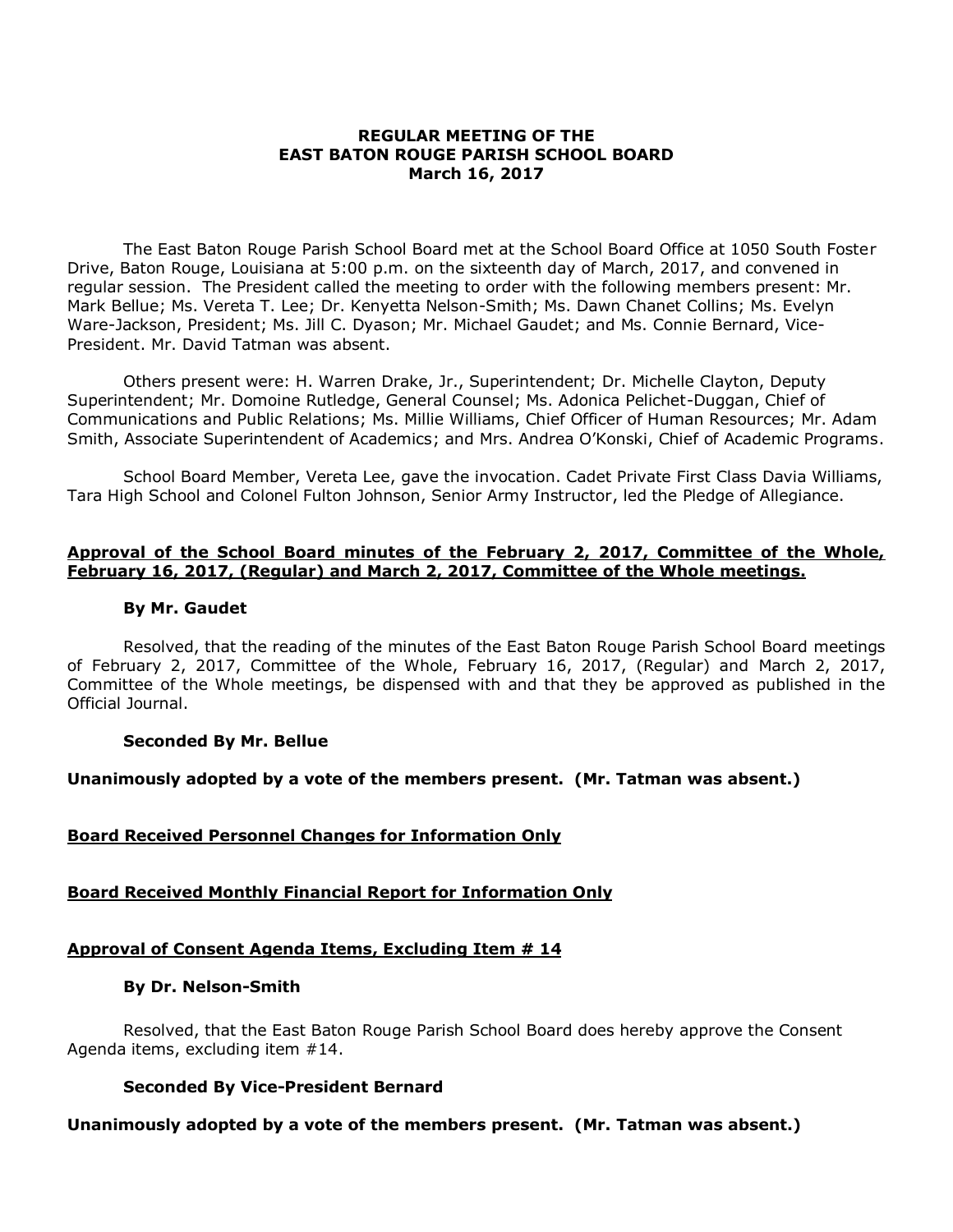**REGULAR MEETING OF THE**
**EAST BATON ROUGE PARISH SCHOOL BOARD**
**March 16, 2017**

The East Baton Rouge Parish School Board met at the School Board Office at 1050 South Foster Drive, Baton Rouge, Louisiana at 5:00 p.m. on the sixteenth day of March, 2017, and convened in regular session. The President called the meeting to order with the following members present: Mr. Mark Bellue; Ms. Vereta T. Lee; Dr. Kenyetta Nelson-Smith; Ms. Dawn Chanet Collins; Ms. Evelyn Ware-Jackson, President; Ms. Jill C. Dyason; Mr. Michael Gaudet; and Ms. Connie Bernard, Vice-President. Mr. David Tatman was absent.

Others present were: H. Warren Drake, Jr., Superintendent; Dr. Michelle Clayton, Deputy Superintendent; Mr. Domoine Rutledge, General Counsel; Ms. Adonica Pelichet-Duggan, Chief of Communications and Public Relations; Ms. Millie Williams, Chief Officer of Human Resources; Mr. Adam Smith, Associate Superintendent of Academics; and Mrs. Andrea O'Konski, Chief of Academic Programs.

School Board Member, Vereta Lee, gave the invocation. Cadet Private First Class Davia Williams, Tara High School and Colonel Fulton Johnson, Senior Army Instructor, led the Pledge of Allegiance.

**Approval of the School Board minutes of the February 2, 2017, Committee of the Whole, February 16, 2017, (Regular) and March 2, 2017, Committee of the Whole meetings.**

**By Mr. Gaudet**

Resolved, that the reading of the minutes of the East Baton Rouge Parish School Board meetings of February 2, 2017, Committee of the Whole, February 16, 2017, (Regular) and March 2, 2017, Committee of the Whole meetings, be dispensed with and that they be approved as published in the Official Journal.

**Seconded By Mr. Bellue**

**Unanimously adopted by a vote of the members present. (Mr. Tatman was absent.)**

**Board Received Personnel Changes for Information Only**

**Board Received Monthly Financial Report for Information Only**

**Approval of Consent Agenda Items, Excluding Item # 14**

**By Dr. Nelson-Smith**

Resolved, that the East Baton Rouge Parish School Board does hereby approve the Consent Agenda items, excluding item #14.

**Seconded By Vice-President Bernard**

**Unanimously adopted by a vote of the members present. (Mr. Tatman was absent.)**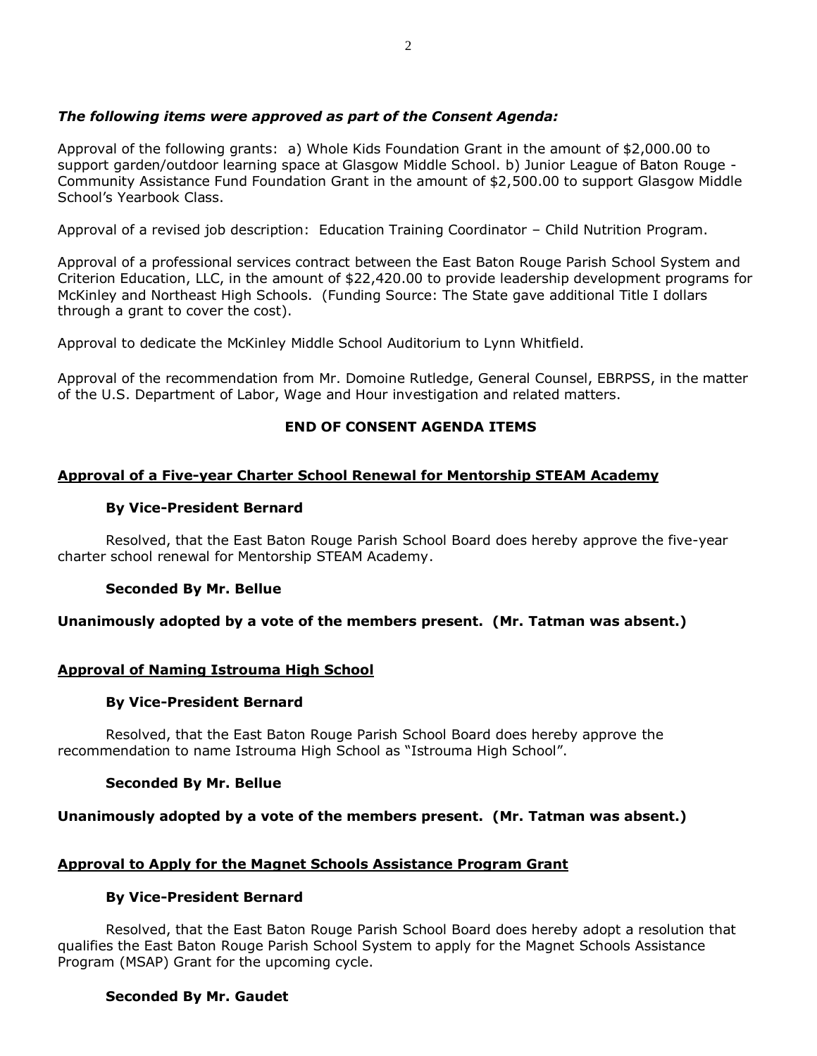***The following items were approved as part of the Consent Agenda:***

Approval of the following grants: a) Whole Kids Foundation Grant in the amount of $2,000.00 to support garden/outdoor learning space at Glasgow Middle School. b) Junior League of Baton Rouge - Community Assistance Fund Foundation Grant in the amount of $2,500.00 to support Glasgow Middle School's Yearbook Class.

Approval of a revised job description: Education Training Coordinator – Child Nutrition Program.

Approval of a professional services contract between the East Baton Rouge Parish School System and Criterion Education, LLC, in the amount of $22,420.00 to provide leadership development programs for McKinley and Northeast High Schools. (Funding Source: The State gave additional Title I dollars through a grant to cover the cost).

Approval to dedicate the McKinley Middle School Auditorium to Lynn Whitfield.

Approval of the recommendation from Mr. Domoine Rutledge, General Counsel, EBRPSS, in the matter of the U.S. Department of Labor, Wage and Hour investigation and related matters.

**END OF CONSENT AGENDA ITEMS**

**<u>Approval of a Five-year Charter School Renewal for Mentorship STEAM Academy</u>**

**By Vice-President Bernard**

Resolved, that the East Baton Rouge Parish School Board does hereby approve the five-year charter school renewal for Mentorship STEAM Academy.

**Seconded By Mr. Bellue**

**Unanimously adopted by a vote of the members present. (Mr. Tatman was absent.)**

**<u>Approval of Naming Istrouma High School</u>**

**By Vice-President Bernard**

Resolved, that the East Baton Rouge Parish School Board does hereby approve the recommendation to name Istrouma High School as "Istrouma High School".

**Seconded By Mr. Bellue**

**Unanimously adopted by a vote of the members present. (Mr. Tatman was absent.)**

**<u>Approval to Apply for the Magnet Schools Assistance Program Grant</u>**

**By Vice-President Bernard**

Resolved, that the East Baton Rouge Parish School Board does hereby adopt a resolution that qualifies the East Baton Rouge Parish School System to apply for the Magnet Schools Assistance Program (MSAP) Grant for the upcoming cycle.

**Seconded By Mr. Gaudet**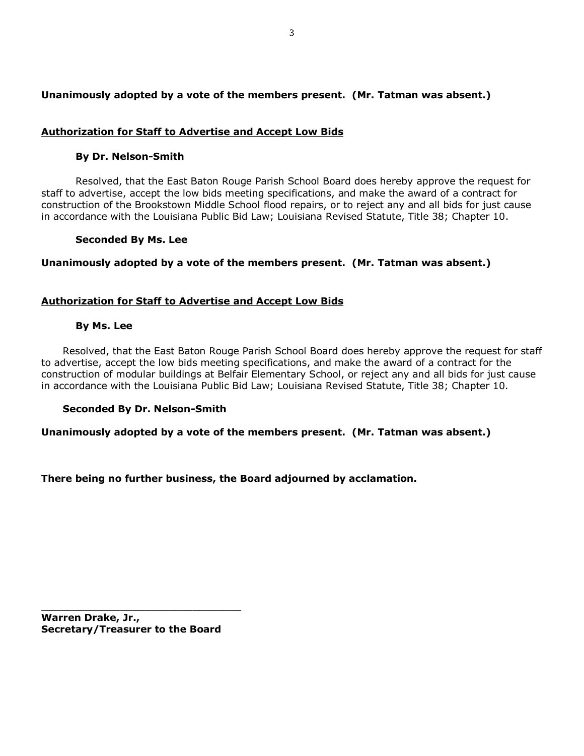**Unanimously adopted by a vote of the members present. (Mr. Tatman was absent.)**

**<u>Authorization for Staff to Advertise and Accept Low Bids</u>**

**By Dr. Nelson-Smith**

Resolved, that the East Baton Rouge Parish School Board does hereby approve the request for staff to advertise, accept the low bids meeting specifications, and make the award of a contract for construction of the Brookstown Middle School flood repairs, or to reject any and all bids for just cause in accordance with the Louisiana Public Bid Law; Louisiana Revised Statute, Title 38; Chapter 10.

**Seconded By Ms. Lee**

**Unanimously adopted by a vote of the members present. (Mr. Tatman was absent.)**

**<u>Authorization for Staff to Advertise and Accept Low Bids</u>**

**By Ms. Lee**

Resolved, that the East Baton Rouge Parish School Board does hereby approve the request for staff to advertise, accept the low bids meeting specifications, and make the award of a contract for the construction of modular buildings at Belfair Elementary School, or reject any and all bids for just cause in accordance with the Louisiana Public Bid Law; Louisiana Revised Statute, Title 38; Chapter 10.

**Seconded By Dr. Nelson-Smith**

**Unanimously adopted by a vote of the members present. (Mr. Tatman was absent.)**

**There being no further business, the Board adjourned by acclamation.**

\_\_\_\_\_\_\_\_\_\_\_\_\_\_\_\_\_\_\_\_\_\_\_\_\_\_\_\_\_\_\_\_\_\_

**Warren Drake, Jr.,**
**Secretary/Treasurer to the Board**